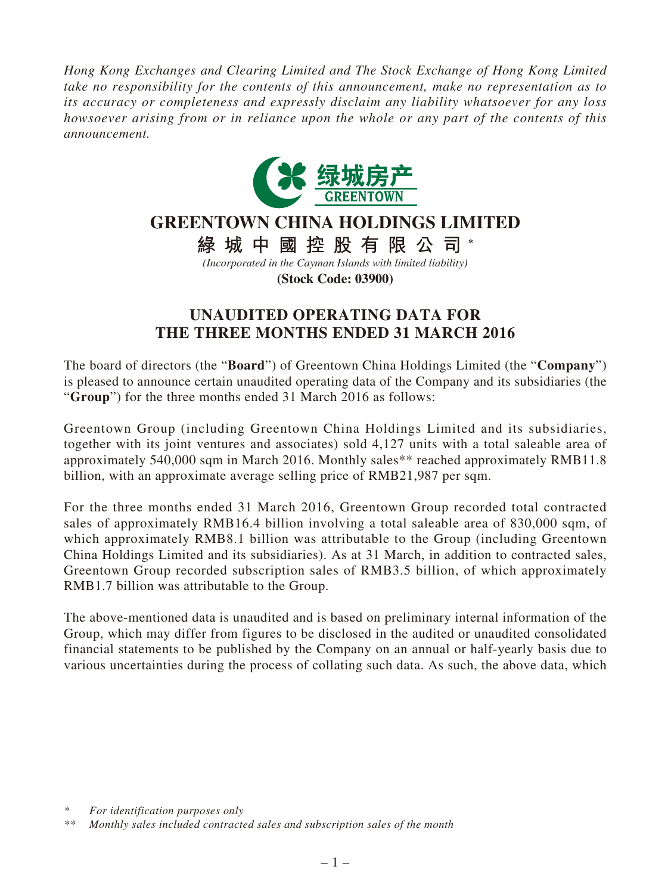*Hong Kong Exchanges and Clearing Limited and The Stock Exchange of Hong Kong Limited take no responsibility for the contents of this announcement, make no representation as to its accuracy or completeness and expressly disclaim any liability whatsoever for any loss howsoever arising from or in reliance upon the whole or any part of the contents of this announcement.*

# GREENTOWN CHINA HOLDINGS LIMITED

**綠城中國控股有限公司** *

*(Incorporated in the Cayman Islands with limited liability)*

**(Stock Code: 03900)**

## UNAUDITED OPERATING DATA FOR THE THREE MONTHS ENDED 31 MARCH 2016

The board of directors (the "**Board**") of Greentown China Holdings Limited (the "**Company**") is pleased to announce certain unaudited operating data of the Company and its subsidiaries (the "**Group**") for the three months ended 31 March 2016 as follows:

Greentown Group (including Greentown China Holdings Limited and its subsidiaries, together with its joint ventures and associates) sold 4,127 units with a total saleable area of approximately 540,000 sqm in March 2016. Monthly sales** reached approximately RMB11.8 billion, with an approximate average selling price of RMB21,987 per sqm.

For the three months ended 31 March 2016, Greentown Group recorded total contracted sales of approximately RMB16.4 billion involving a total saleable area of 830,000 sqm, of which approximately RMB8.1 billion was attributable to the Group (including Greentown China Holdings Limited and its subsidiaries). As at 31 March, in addition to contracted sales, Greentown Group recorded subscription sales of RMB3.5 billion, of which approximately RMB1.7 billion was attributable to the Group.

The above-mentioned data is unaudited and is based on preliminary internal information of the Group, which may differ from figures to be disclosed in the audited or unaudited consolidated financial statements to be published by the Company on an annual or half-yearly basis due to various uncertainties during the process of collating such data. As such, the above data, which

\* *For identification purposes only*

\*\* *Monthly sales included contracted sales and subscription sales of the month*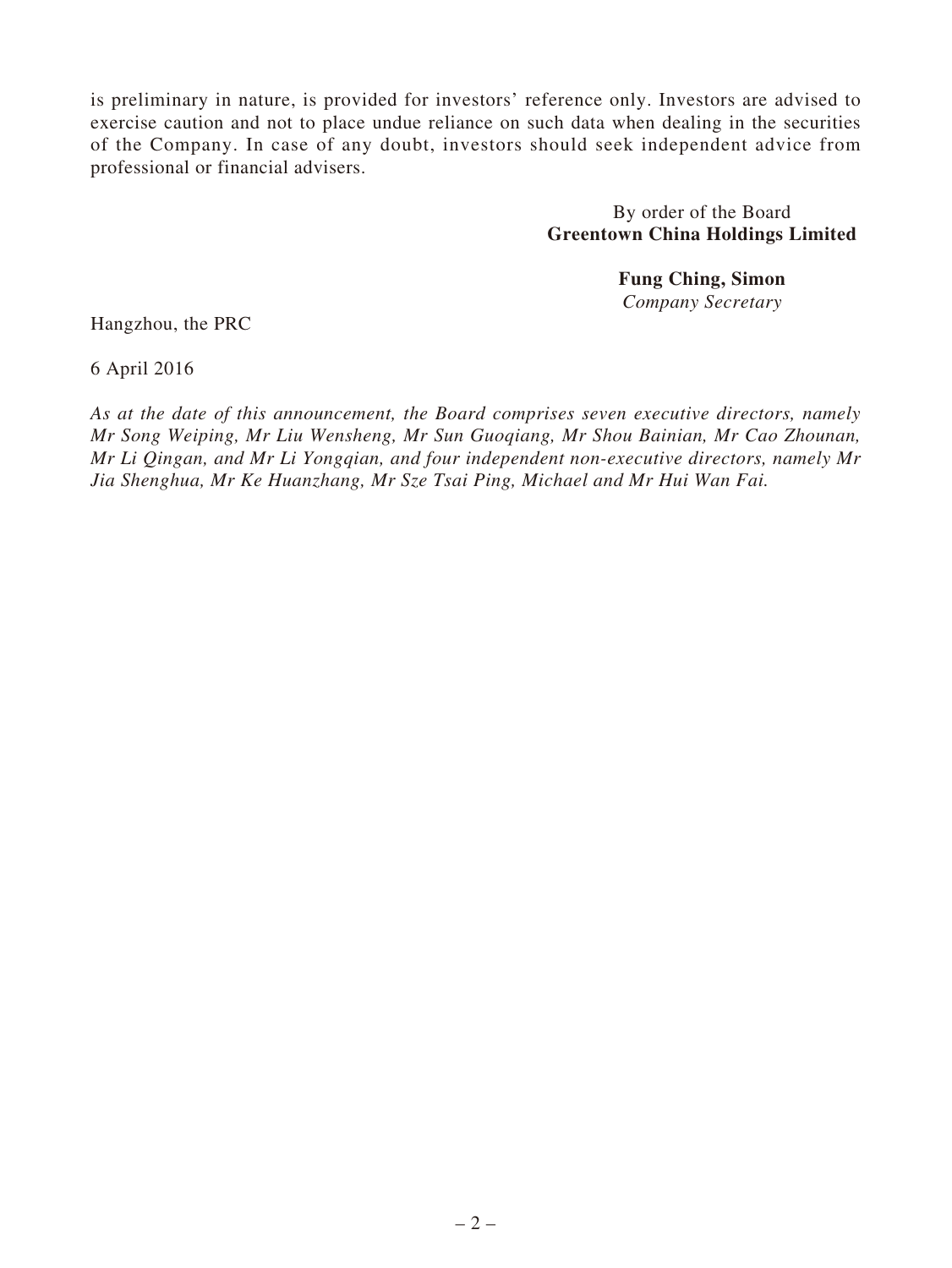is preliminary in nature, is provided for investors' reference only. Investors are advised to exercise caution and not to place undue reliance on such data when dealing in the securities of the Company. In case of any doubt, investors should seek independent advice from professional or financial advisers.

By order of the Board
**Greentown China Holdings Limited**

**Fung Ching, Simon**
*Company Secretary*

Hangzhou, the PRC

6 April 2016

*As at the date of this announcement, the Board comprises seven executive directors, namely Mr Song Weiping, Mr Liu Wensheng, Mr Sun Guoqiang, Mr Shou Bainian, Mr Cao Zhounan, Mr Li Qingan, and Mr Li Yongqian, and four independent non-executive directors, namely Mr Jia Shenghua, Mr Ke Huanzhang, Mr Sze Tsai Ping, Michael and Mr Hui Wan Fai.*